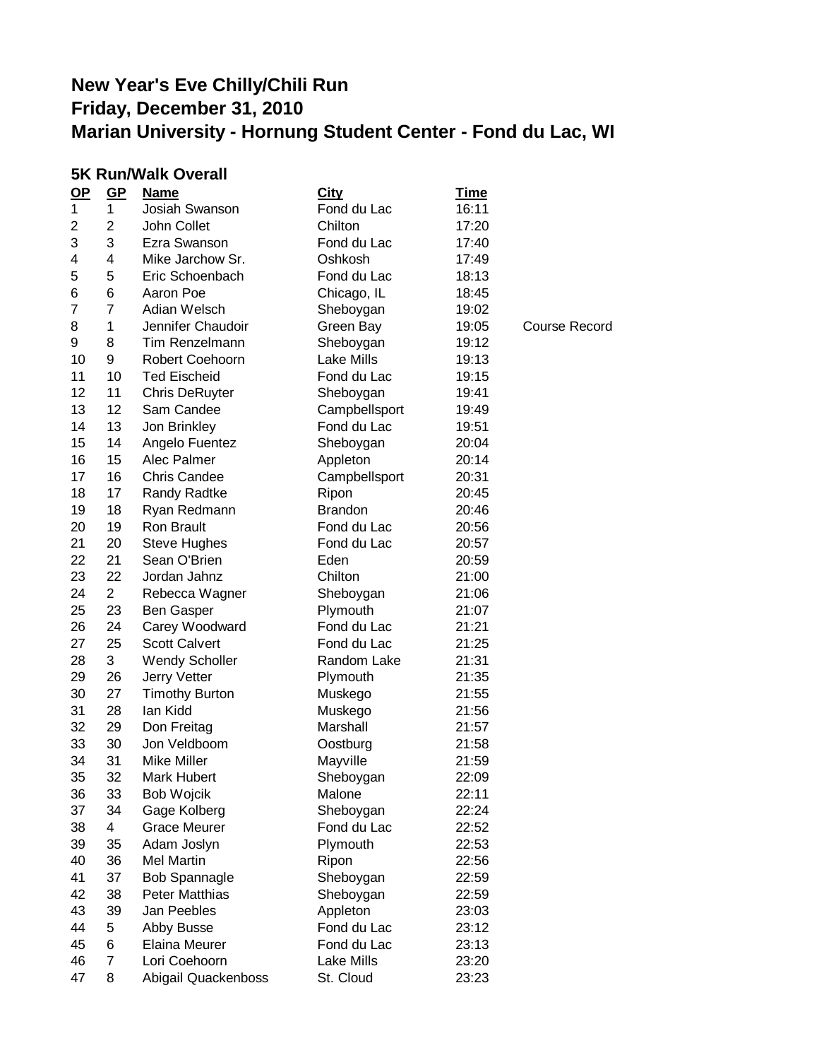# New Year's Eve Chilly/Chili Run
# Friday, December 31, 2010
# Marian University - Hornung Student Center - Fond du Lac, WI

### 5K Run/Walk Overall

| OP | GP | Name | City | Time | |
|---|---|---|---|---|---|
| 1 | 1 | Josiah Swanson | Fond du Lac | 16:11 | |
| 2 | 2 | John Collet | Chilton | 17:20 | |
| 3 | 3 | Ezra Swanson | Fond du Lac | 17:40 | |
| 4 | 4 | Mike Jarchow Sr. | Oshkosh | 17:49 | |
| 5 | 5 | Eric Schoenbach | Fond du Lac | 18:13 | |
| 6 | 6 | Aaron Poe | Chicago, IL | 18:45 | |
| 7 | 7 | Adian Welsch | Sheboygan | 19:02 | |
| 8 | 1 | Jennifer Chaudoir | Green Bay | 19:05 | Course Record |
| 9 | 8 | Tim Renzelmann | Sheboygan | 19:12 | |
| 10 | 9 | Robert Coehoorn | Lake Mills | 19:13 | |
| 11 | 10 | Ted Eischeid | Fond du Lac | 19:15 | |
| 12 | 11 | Chris DeRuyter | Sheboygan | 19:41 | |
| 13 | 12 | Sam Candee | Campbellsport | 19:49 | |
| 14 | 13 | Jon Brinkley | Fond du Lac | 19:51 | |
| 15 | 14 | Angelo Fuentez | Sheboygan | 20:04 | |
| 16 | 15 | Alec Palmer | Appleton | 20:14 | |
| 17 | 16 | Chris Candee | Campbellsport | 20:31 | |
| 18 | 17 | Randy Radtke | Ripon | 20:45 | |
| 19 | 18 | Ryan Redmann | Brandon | 20:46 | |
| 20 | 19 | Ron Brault | Fond du Lac | 20:56 | |
| 21 | 20 | Steve Hughes | Fond du Lac | 20:57 | |
| 22 | 21 | Sean O'Brien | Eden | 20:59 | |
| 23 | 22 | Jordan Jahnz | Chilton | 21:00 | |
| 24 | 2 | Rebecca Wagner | Sheboygan | 21:06 | |
| 25 | 23 | Ben Gasper | Plymouth | 21:07 | |
| 26 | 24 | Carey Woodward | Fond du Lac | 21:21 | |
| 27 | 25 | Scott Calvert | Fond du Lac | 21:25 | |
| 28 | 3 | Wendy Scholler | Random Lake | 21:31 | |
| 29 | 26 | Jerry Vetter | Plymouth | 21:35 | |
| 30 | 27 | Timothy Burton | Muskego | 21:55 | |
| 31 | 28 | Ian Kidd | Muskego | 21:56 | |
| 32 | 29 | Don Freitag | Marshall | 21:57 | |
| 33 | 30 | Jon Veldboom | Oostburg | 21:58 | |
| 34 | 31 | Mike Miller | Mayville | 21:59 | |
| 35 | 32 | Mark Hubert | Sheboygan | 22:09 | |
| 36 | 33 | Bob Wojcik | Malone | 22:11 | |
| 37 | 34 | Gage Kolberg | Sheboygan | 22:24 | |
| 38 | 4 | Grace Meurer | Fond du Lac | 22:52 | |
| 39 | 35 | Adam Joslyn | Plymouth | 22:53 | |
| 40 | 36 | Mel Martin | Ripon | 22:56 | |
| 41 | 37 | Bob Spannagle | Sheboygan | 22:59 | |
| 42 | 38 | Peter Matthias | Sheboygan | 22:59 | |
| 43 | 39 | Jan Peebles | Appleton | 23:03 | |
| 44 | 5 | Abby Busse | Fond du Lac | 23:12 | |
| 45 | 6 | Elaina Meurer | Fond du Lac | 23:13 | |
| 46 | 7 | Lori Coehoorn | Lake Mills | 23:20 | |
| 47 | 8 | Abigail Quackenboss | St. Cloud | 23:23 | |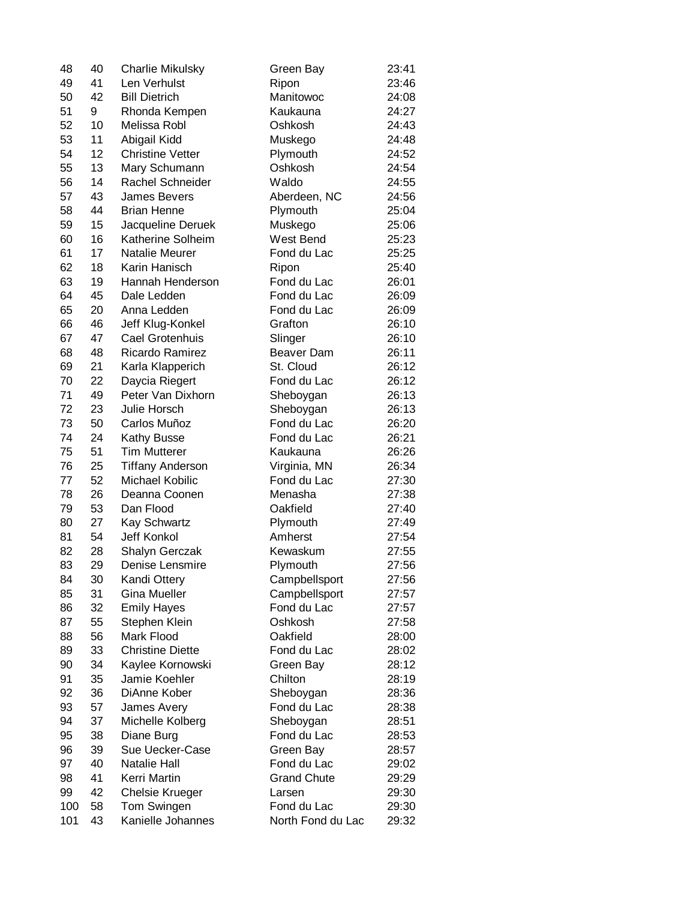| | | | | |
|---|---|---|---|---|
| 48 | 40 | Charlie Mikulsky | Green Bay | 23:41 |
| 49 | 41 | Len Verhulst | Ripon | 23:46 |
| 50 | 42 | Bill Dietrich | Manitowoc | 24:08 |
| 51 | 9 | Rhonda Kempen | Kaukauna | 24:27 |
| 52 | 10 | Melissa Robl | Oshkosh | 24:43 |
| 53 | 11 | Abigail Kidd | Muskego | 24:48 |
| 54 | 12 | Christine Vetter | Plymouth | 24:52 |
| 55 | 13 | Mary Schumann | Oshkosh | 24:54 |
| 56 | 14 | Rachel Schneider | Waldo | 24:55 |
| 57 | 43 | James Bevers | Aberdeen, NC | 24:56 |
| 58 | 44 | Brian Henne | Plymouth | 25:04 |
| 59 | 15 | Jacqueline Deruek | Muskego | 25:06 |
| 60 | 16 | Katherine Solheim | West Bend | 25:23 |
| 61 | 17 | Natalie Meurer | Fond du Lac | 25:25 |
| 62 | 18 | Karin Hanisch | Ripon | 25:40 |
| 63 | 19 | Hannah Henderson | Fond du Lac | 26:01 |
| 64 | 45 | Dale Ledden | Fond du Lac | 26:09 |
| 65 | 20 | Anna Ledden | Fond du Lac | 26:09 |
| 66 | 46 | Jeff Klug-Konkel | Grafton | 26:10 |
| 67 | 47 | Cael Grotenhuis | Slinger | 26:10 |
| 68 | 48 | Ricardo Ramirez | Beaver Dam | 26:11 |
| 69 | 21 | Karla Klapperich | St. Cloud | 26:12 |
| 70 | 22 | Daycia Riegert | Fond du Lac | 26:12 |
| 71 | 49 | Peter Van Dixhorn | Sheboygan | 26:13 |
| 72 | 23 | Julie Horsch | Sheboygan | 26:13 |
| 73 | 50 | Carlos Muñoz | Fond du Lac | 26:20 |
| 74 | 24 | Kathy Busse | Fond du Lac | 26:21 |
| 75 | 51 | Tim Mutterer | Kaukauna | 26:26 |
| 76 | 25 | Tiffany Anderson | Virginia, MN | 26:34 |
| 77 | 52 | Michael Kobilic | Fond du Lac | 27:30 |
| 78 | 26 | Deanna Coonen | Menasha | 27:38 |
| 79 | 53 | Dan Flood | Oakfield | 27:40 |
| 80 | 27 | Kay Schwartz | Plymouth | 27:49 |
| 81 | 54 | Jeff Konkol | Amherst | 27:54 |
| 82 | 28 | Shalyn Gerczak | Kewaskum | 27:55 |
| 83 | 29 | Denise Lensmire | Plymouth | 27:56 |
| 84 | 30 | Kandi Ottery | Campbellsport | 27:56 |
| 85 | 31 | Gina Mueller | Campbellsport | 27:57 |
| 86 | 32 | Emily Hayes | Fond du Lac | 27:57 |
| 87 | 55 | Stephen Klein | Oshkosh | 27:58 |
| 88 | 56 | Mark Flood | Oakfield | 28:00 |
| 89 | 33 | Christine Diette | Fond du Lac | 28:02 |
| 90 | 34 | Kaylee Kornowski | Green Bay | 28:12 |
| 91 | 35 | Jamie Koehler | Chilton | 28:19 |
| 92 | 36 | DiAnne Kober | Sheboygan | 28:36 |
| 93 | 57 | James Avery | Fond du Lac | 28:38 |
| 94 | 37 | Michelle Kolberg | Sheboygan | 28:51 |
| 95 | 38 | Diane Burg | Fond du Lac | 28:53 |
| 96 | 39 | Sue Uecker-Case | Green Bay | 28:57 |
| 97 | 40 | Natalie Hall | Fond du Lac | 29:02 |
| 98 | 41 | Kerri Martin | Grand Chute | 29:29 |
| 99 | 42 | Chelsie Krueger | Larsen | 29:30 |
| 100 | 58 | Tom Swingen | Fond du Lac | 29:30 |
| 101 | 43 | Kanielle Johannes | North Fond du Lac | 29:32 |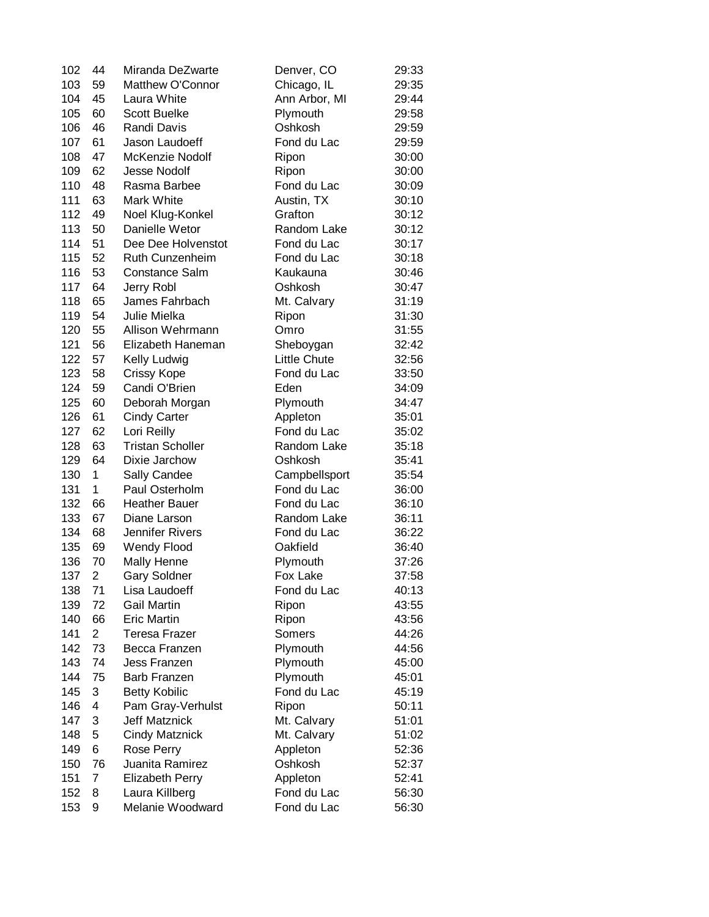| | | | | |
|---|---|---|---|---|
| 102 | 44 | Miranda DeZwarte | Denver, CO | 29:33 |
| 103 | 59 | Matthew O'Connor | Chicago, IL | 29:35 |
| 104 | 45 | Laura White | Ann Arbor, MI | 29:44 |
| 105 | 60 | Scott Buelke | Plymouth | 29:58 |
| 106 | 46 | Randi Davis | Oshkosh | 29:59 |
| 107 | 61 | Jason Laudoeff | Fond du Lac | 29:59 |
| 108 | 47 | McKenzie Nodolf | Ripon | 30:00 |
| 109 | 62 | Jesse Nodolf | Ripon | 30:00 |
| 110 | 48 | Rasma Barbee | Fond du Lac | 30:09 |
| 111 | 63 | Mark White | Austin, TX | 30:10 |
| 112 | 49 | Noel Klug-Konkel | Grafton | 30:12 |
| 113 | 50 | Danielle Wetor | Random Lake | 30:12 |
| 114 | 51 | Dee Dee Holvenstot | Fond du Lac | 30:17 |
| 115 | 52 | Ruth Cunzenheim | Fond du Lac | 30:18 |
| 116 | 53 | Constance Salm | Kaukauna | 30:46 |
| 117 | 64 | Jerry Robl | Oshkosh | 30:47 |
| 118 | 65 | James Fahrbach | Mt. Calvary | 31:19 |
| 119 | 54 | Julie Mielka | Ripon | 31:30 |
| 120 | 55 | Allison Wehrmann | Omro | 31:55 |
| 121 | 56 | Elizabeth Haneman | Sheboygan | 32:42 |
| 122 | 57 | Kelly Ludwig | Little Chute | 32:56 |
| 123 | 58 | Crissy Kope | Fond du Lac | 33:50 |
| 124 | 59 | Candi O'Brien | Eden | 34:09 |
| 125 | 60 | Deborah Morgan | Plymouth | 34:47 |
| 126 | 61 | Cindy Carter | Appleton | 35:01 |
| 127 | 62 | Lori Reilly | Fond du Lac | 35:02 |
| 128 | 63 | Tristan Scholler | Random Lake | 35:18 |
| 129 | 64 | Dixie Jarchow | Oshkosh | 35:41 |
| 130 | 1 | Sally Candee | Campbellsport | 35:54 |
| 131 | 1 | Paul Osterholm | Fond du Lac | 36:00 |
| 132 | 66 | Heather Bauer | Fond du Lac | 36:10 |
| 133 | 67 | Diane Larson | Random Lake | 36:11 |
| 134 | 68 | Jennifer Rivers | Fond du Lac | 36:22 |
| 135 | 69 | Wendy Flood | Oakfield | 36:40 |
| 136 | 70 | Mally Henne | Plymouth | 37:26 |
| 137 | 2 | Gary Soldner | Fox Lake | 37:58 |
| 138 | 71 | Lisa Laudoeff | Fond du Lac | 40:13 |
| 139 | 72 | Gail Martin | Ripon | 43:55 |
| 140 | 66 | Eric Martin | Ripon | 43:56 |
| 141 | 2 | Teresa Frazer | Somers | 44:26 |
| 142 | 73 | Becca Franzen | Plymouth | 44:56 |
| 143 | 74 | Jess Franzen | Plymouth | 45:00 |
| 144 | 75 | Barb Franzen | Plymouth | 45:01 |
| 145 | 3 | Betty Kobilic | Fond du Lac | 45:19 |
| 146 | 4 | Pam Gray-Verhulst | Ripon | 50:11 |
| 147 | 3 | Jeff Matznick | Mt. Calvary | 51:01 |
| 148 | 5 | Cindy Matznick | Mt. Calvary | 51:02 |
| 149 | 6 | Rose Perry | Appleton | 52:36 |
| 150 | 76 | Juanita Ramirez | Oshkosh | 52:37 |
| 151 | 7 | Elizabeth Perry | Appleton | 52:41 |
| 152 | 8 | Laura Killberg | Fond du Lac | 56:30 |
| 153 | 9 | Melanie Woodward | Fond du Lac | 56:30 |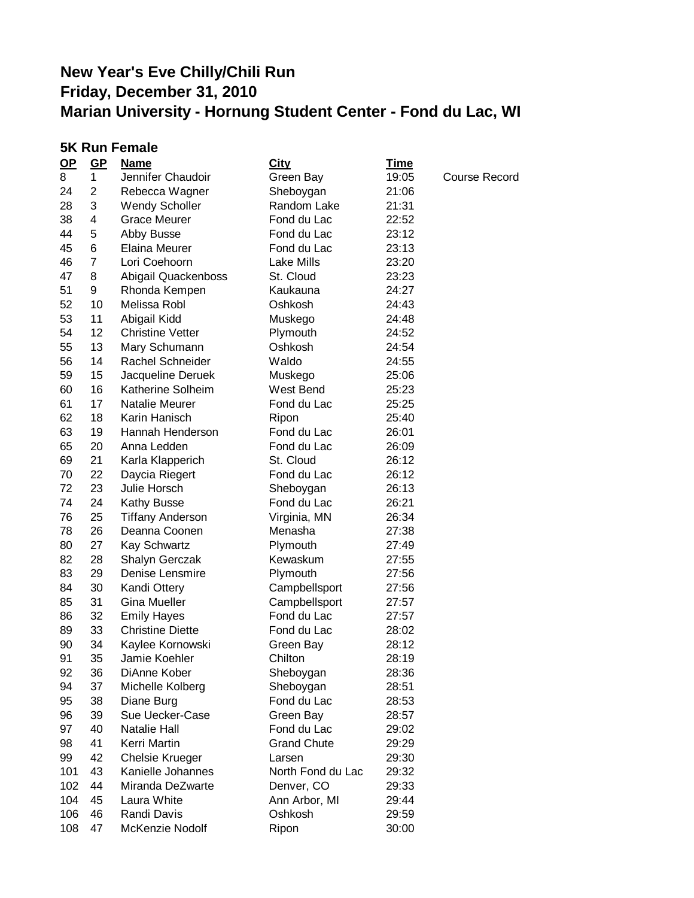# New Year's Eve Chilly/Chili Run
# Friday, December 31, 2010
# Marian University - Hornung Student Center - Fond du Lac, WI

## 5K Run Female

| OP | GP | Name | City | Time | |
|---|---|---|---|---|---|
| 8 | 1 | Jennifer Chaudoir | Green Bay | 19:05 | Course Record |
| 24 | 2 | Rebecca Wagner | Sheboygan | 21:06 | |
| 28 | 3 | Wendy Scholler | Random Lake | 21:31 | |
| 38 | 4 | Grace Meurer | Fond du Lac | 22:52 | |
| 44 | 5 | Abby Busse | Fond du Lac | 23:12 | |
| 45 | 6 | Elaina Meurer | Fond du Lac | 23:13 | |
| 46 | 7 | Lori Coehoorn | Lake Mills | 23:20 | |
| 47 | 8 | Abigail Quackenboss | St. Cloud | 23:23 | |
| 51 | 9 | Rhonda Kempen | Kaukauna | 24:27 | |
| 52 | 10 | Melissa Robl | Oshkosh | 24:43 | |
| 53 | 11 | Abigail Kidd | Muskego | 24:48 | |
| 54 | 12 | Christine Vetter | Plymouth | 24:52 | |
| 55 | 13 | Mary Schumann | Oshkosh | 24:54 | |
| 56 | 14 | Rachel Schneider | Waldo | 24:55 | |
| 59 | 15 | Jacqueline Deruek | Muskego | 25:06 | |
| 60 | 16 | Katherine Solheim | West Bend | 25:23 | |
| 61 | 17 | Natalie Meurer | Fond du Lac | 25:25 | |
| 62 | 18 | Karin Hanisch | Ripon | 25:40 | |
| 63 | 19 | Hannah Henderson | Fond du Lac | 26:01 | |
| 65 | 20 | Anna Ledden | Fond du Lac | 26:09 | |
| 69 | 21 | Karla Klapperich | St. Cloud | 26:12 | |
| 70 | 22 | Daycia Riegert | Fond du Lac | 26:12 | |
| 72 | 23 | Julie Horsch | Sheboygan | 26:13 | |
| 74 | 24 | Kathy Busse | Fond du Lac | 26:21 | |
| 76 | 25 | Tiffany Anderson | Virginia, MN | 26:34 | |
| 78 | 26 | Deanna Coonen | Menasha | 27:38 | |
| 80 | 27 | Kay Schwartz | Plymouth | 27:49 | |
| 82 | 28 | Shalyn Gerczak | Kewaskum | 27:55 | |
| 83 | 29 | Denise Lensmire | Plymouth | 27:56 | |
| 84 | 30 | Kandi Ottery | Campbellsport | 27:56 | |
| 85 | 31 | Gina Mueller | Campbellsport | 27:57 | |
| 86 | 32 | Emily Hayes | Fond du Lac | 27:57 | |
| 89 | 33 | Christine Diette | Fond du Lac | 28:02 | |
| 90 | 34 | Kaylee Kornowski | Green Bay | 28:12 | |
| 91 | 35 | Jamie Koehler | Chilton | 28:19 | |
| 92 | 36 | DiAnne Kober | Sheboygan | 28:36 | |
| 94 | 37 | Michelle Kolberg | Sheboygan | 28:51 | |
| 95 | 38 | Diane Burg | Fond du Lac | 28:53 | |
| 96 | 39 | Sue Uecker-Case | Green Bay | 28:57 | |
| 97 | 40 | Natalie Hall | Fond du Lac | 29:02 | |
| 98 | 41 | Kerri Martin | Grand Chute | 29:29 | |
| 99 | 42 | Chelsie Krueger | Larsen | 29:30 | |
| 101 | 43 | Kanielle Johannes | North Fond du Lac | 29:32 | |
| 102 | 44 | Miranda DeZwarte | Denver, CO | 29:33 | |
| 104 | 45 | Laura White | Ann Arbor, MI | 29:44 | |
| 106 | 46 | Randi Davis | Oshkosh | 29:59 | |
| 108 | 47 | McKenzie Nodolf | Ripon | 30:00 | |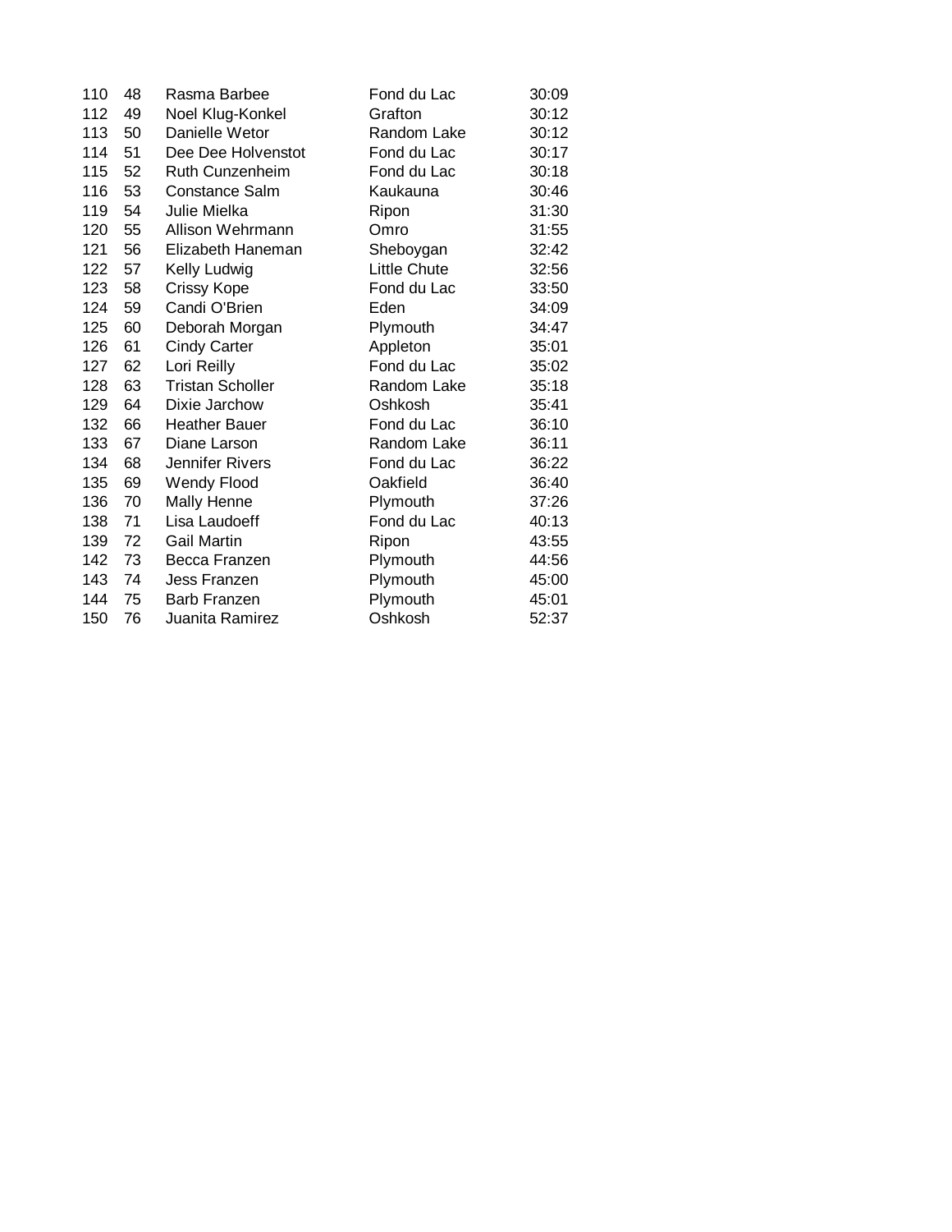| | | | | |
|---|---|---|---|---|
| 110 | 48 | Rasma Barbee | Fond du Lac | 30:09 |
| 112 | 49 | Noel Klug-Konkel | Grafton | 30:12 |
| 113 | 50 | Danielle Wetor | Random Lake | 30:12 |
| 114 | 51 | Dee Dee Holvenstot | Fond du Lac | 30:17 |
| 115 | 52 | Ruth Cunzenheim | Fond du Lac | 30:18 |
| 116 | 53 | Constance Salm | Kaukauna | 30:46 |
| 119 | 54 | Julie Mielka | Ripon | 31:30 |
| 120 | 55 | Allison Wehrmann | Omro | 31:55 |
| 121 | 56 | Elizabeth Haneman | Sheboygan | 32:42 |
| 122 | 57 | Kelly Ludwig | Little Chute | 32:56 |
| 123 | 58 | Crissy Kope | Fond du Lac | 33:50 |
| 124 | 59 | Candi O'Brien | Eden | 34:09 |
| 125 | 60 | Deborah Morgan | Plymouth | 34:47 |
| 126 | 61 | Cindy Carter | Appleton | 35:01 |
| 127 | 62 | Lori Reilly | Fond du Lac | 35:02 |
| 128 | 63 | Tristan Scholler | Random Lake | 35:18 |
| 129 | 64 | Dixie Jarchow | Oshkosh | 35:41 |
| 132 | 66 | Heather Bauer | Fond du Lac | 36:10 |
| 133 | 67 | Diane Larson | Random Lake | 36:11 |
| 134 | 68 | Jennifer Rivers | Fond du Lac | 36:22 |
| 135 | 69 | Wendy Flood | Oakfield | 36:40 |
| 136 | 70 | Mally Henne | Plymouth | 37:26 |
| 138 | 71 | Lisa Laudoeff | Fond du Lac | 40:13 |
| 139 | 72 | Gail Martin | Ripon | 43:55 |
| 142 | 73 | Becca Franzen | Plymouth | 44:56 |
| 143 | 74 | Jess Franzen | Plymouth | 45:00 |
| 144 | 75 | Barb Franzen | Plymouth | 45:01 |
| 150 | 76 | Juanita Ramirez | Oshkosh | 52:37 |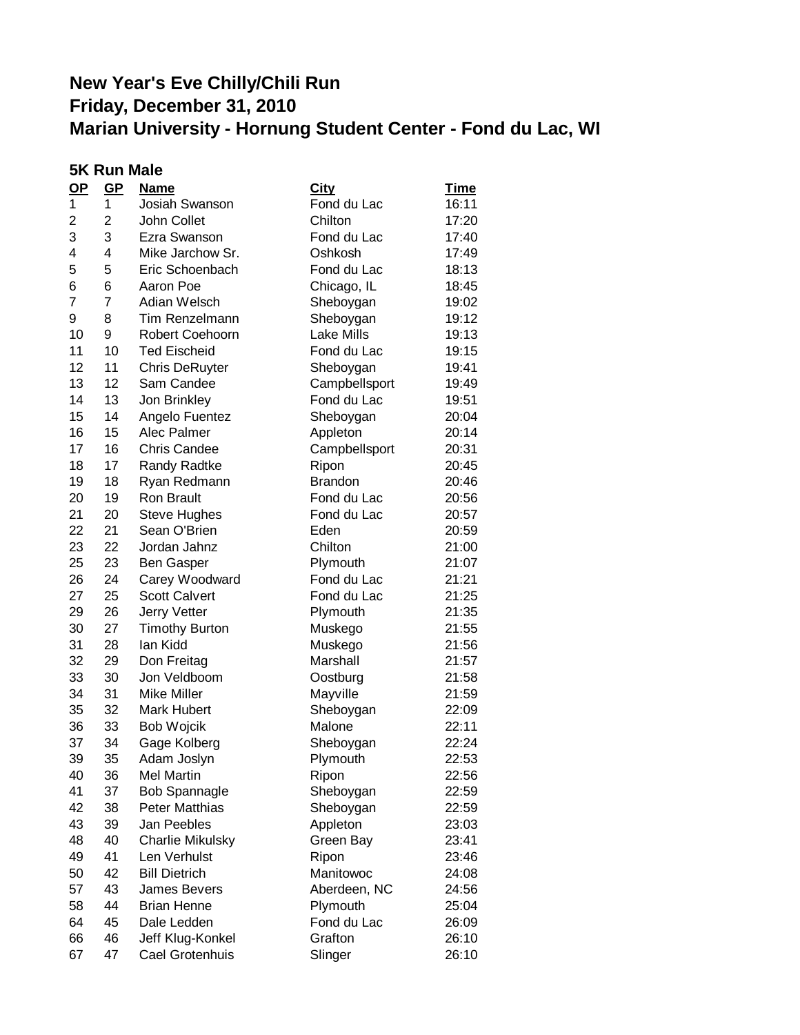# New Year's Eve Chilly/Chili Run
# Friday, December 31, 2010
# Marian University - Hornung Student Center - Fond du Lac, WI

### 5K Run Male

| OP | GP | Name | City | Time |
|---|---|---|---|---|
| 1 | 1 | Josiah Swanson | Fond du Lac | 16:11 |
| 2 | 2 | John Collet | Chilton | 17:20 |
| 3 | 3 | Ezra Swanson | Fond du Lac | 17:40 |
| 4 | 4 | Mike Jarchow Sr. | Oshkosh | 17:49 |
| 5 | 5 | Eric Schoenbach | Fond du Lac | 18:13 |
| 6 | 6 | Aaron Poe | Chicago, IL | 18:45 |
| 7 | 7 | Adian Welsch | Sheboygan | 19:02 |
| 9 | 8 | Tim Renzelmann | Sheboygan | 19:12 |
| 10 | 9 | Robert Coehoorn | Lake Mills | 19:13 |
| 11 | 10 | Ted Eischeid | Fond du Lac | 19:15 |
| 12 | 11 | Chris DeRuyter | Sheboygan | 19:41 |
| 13 | 12 | Sam Candee | Campbellsport | 19:49 |
| 14 | 13 | Jon Brinkley | Fond du Lac | 19:51 |
| 15 | 14 | Angelo Fuentez | Sheboygan | 20:04 |
| 16 | 15 | Alec Palmer | Appleton | 20:14 |
| 17 | 16 | Chris Candee | Campbellsport | 20:31 |
| 18 | 17 | Randy Radtke | Ripon | 20:45 |
| 19 | 18 | Ryan Redmann | Brandon | 20:46 |
| 20 | 19 | Ron Brault | Fond du Lac | 20:56 |
| 21 | 20 | Steve Hughes | Fond du Lac | 20:57 |
| 22 | 21 | Sean O'Brien | Eden | 20:59 |
| 23 | 22 | Jordan Jahnz | Chilton | 21:00 |
| 25 | 23 | Ben Gasper | Plymouth | 21:07 |
| 26 | 24 | Carey Woodward | Fond du Lac | 21:21 |
| 27 | 25 | Scott Calvert | Fond du Lac | 21:25 |
| 29 | 26 | Jerry Vetter | Plymouth | 21:35 |
| 30 | 27 | Timothy Burton | Muskego | 21:55 |
| 31 | 28 | Ian Kidd | Muskego | 21:56 |
| 32 | 29 | Don Freitag | Marshall | 21:57 |
| 33 | 30 | Jon Veldboom | Oostburg | 21:58 |
| 34 | 31 | Mike Miller | Mayville | 21:59 |
| 35 | 32 | Mark Hubert | Sheboygan | 22:09 |
| 36 | 33 | Bob Wojcik | Malone | 22:11 |
| 37 | 34 | Gage Kolberg | Sheboygan | 22:24 |
| 39 | 35 | Adam Joslyn | Plymouth | 22:53 |
| 40 | 36 | Mel Martin | Ripon | 22:56 |
| 41 | 37 | Bob Spannagle | Sheboygan | 22:59 |
| 42 | 38 | Peter Matthias | Sheboygan | 22:59 |
| 43 | 39 | Jan Peebles | Appleton | 23:03 |
| 48 | 40 | Charlie Mikulsky | Green Bay | 23:41 |
| 49 | 41 | Len Verhulst | Ripon | 23:46 |
| 50 | 42 | Bill Dietrich | Manitowoc | 24:08 |
| 57 | 43 | James Bevers | Aberdeen, NC | 24:56 |
| 58 | 44 | Brian Henne | Plymouth | 25:04 |
| 64 | 45 | Dale Ledden | Fond du Lac | 26:09 |
| 66 | 46 | Jeff Klug-Konkel | Grafton | 26:10 |
| 67 | 47 | Cael Grotenhuis | Slinger | 26:10 |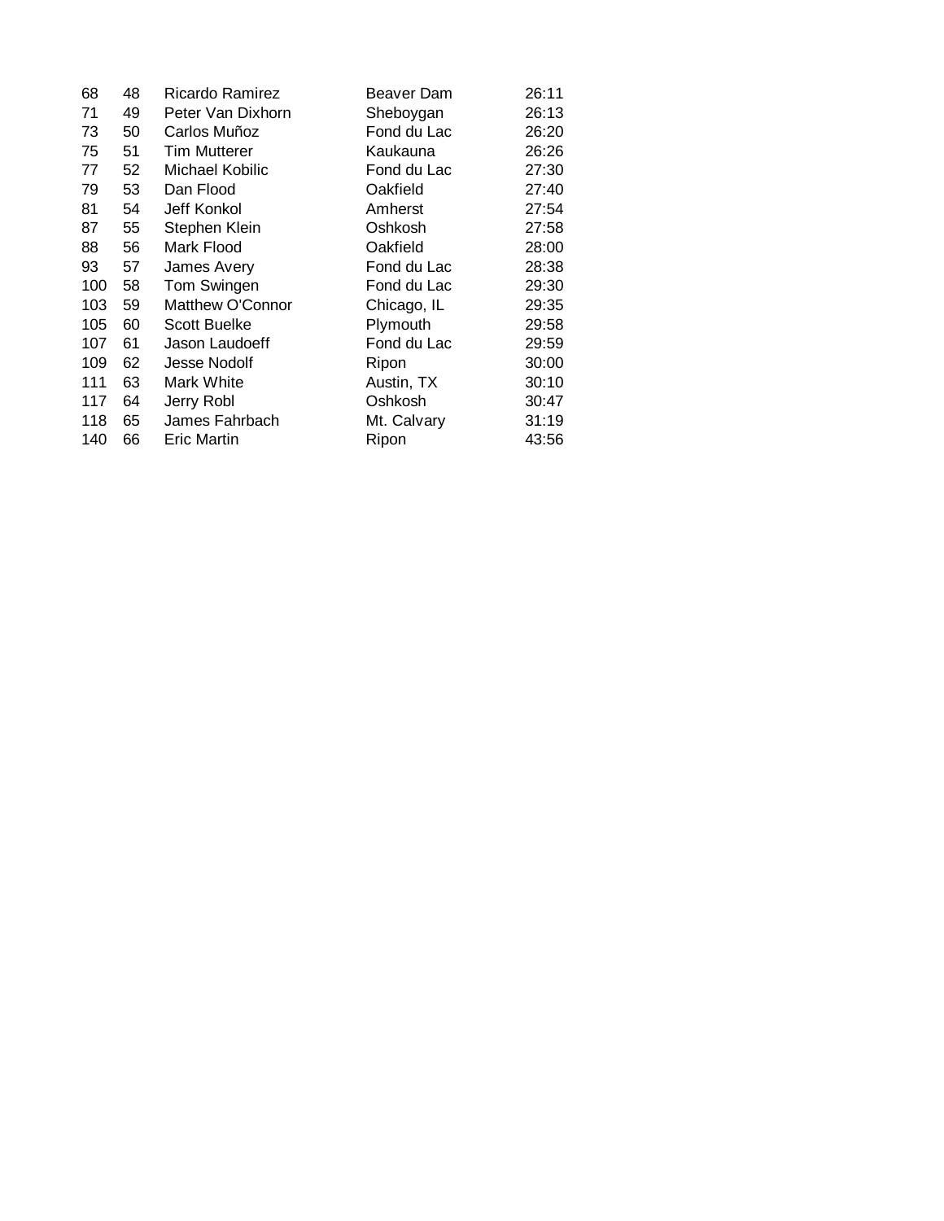| | | | | |
|---|---|---|---|---|
| 68 | 48 | Ricardo Ramirez | Beaver Dam | 26:11 |
| 71 | 49 | Peter Van Dixhorn | Sheboygan | 26:13 |
| 73 | 50 | Carlos Muñoz | Fond du Lac | 26:20 |
| 75 | 51 | Tim Mutterer | Kaukauna | 26:26 |
| 77 | 52 | Michael Kobilic | Fond du Lac | 27:30 |
| 79 | 53 | Dan Flood | Oakfield | 27:40 |
| 81 | 54 | Jeff Konkol | Amherst | 27:54 |
| 87 | 55 | Stephen Klein | Oshkosh | 27:58 |
| 88 | 56 | Mark Flood | Oakfield | 28:00 |
| 93 | 57 | James Avery | Fond du Lac | 28:38 |
| 100 | 58 | Tom Swingen | Fond du Lac | 29:30 |
| 103 | 59 | Matthew O'Connor | Chicago, IL | 29:35 |
| 105 | 60 | Scott Buelke | Plymouth | 29:58 |
| 107 | 61 | Jason Laudoeff | Fond du Lac | 29:59 |
| 109 | 62 | Jesse Nodolf | Ripon | 30:00 |
| 111 | 63 | Mark White | Austin, TX | 30:10 |
| 117 | 64 | Jerry Robl | Oshkosh | 30:47 |
| 118 | 65 | James Fahrbach | Mt. Calvary | 31:19 |
| 140 | 66 | Eric Martin | Ripon | 43:56 |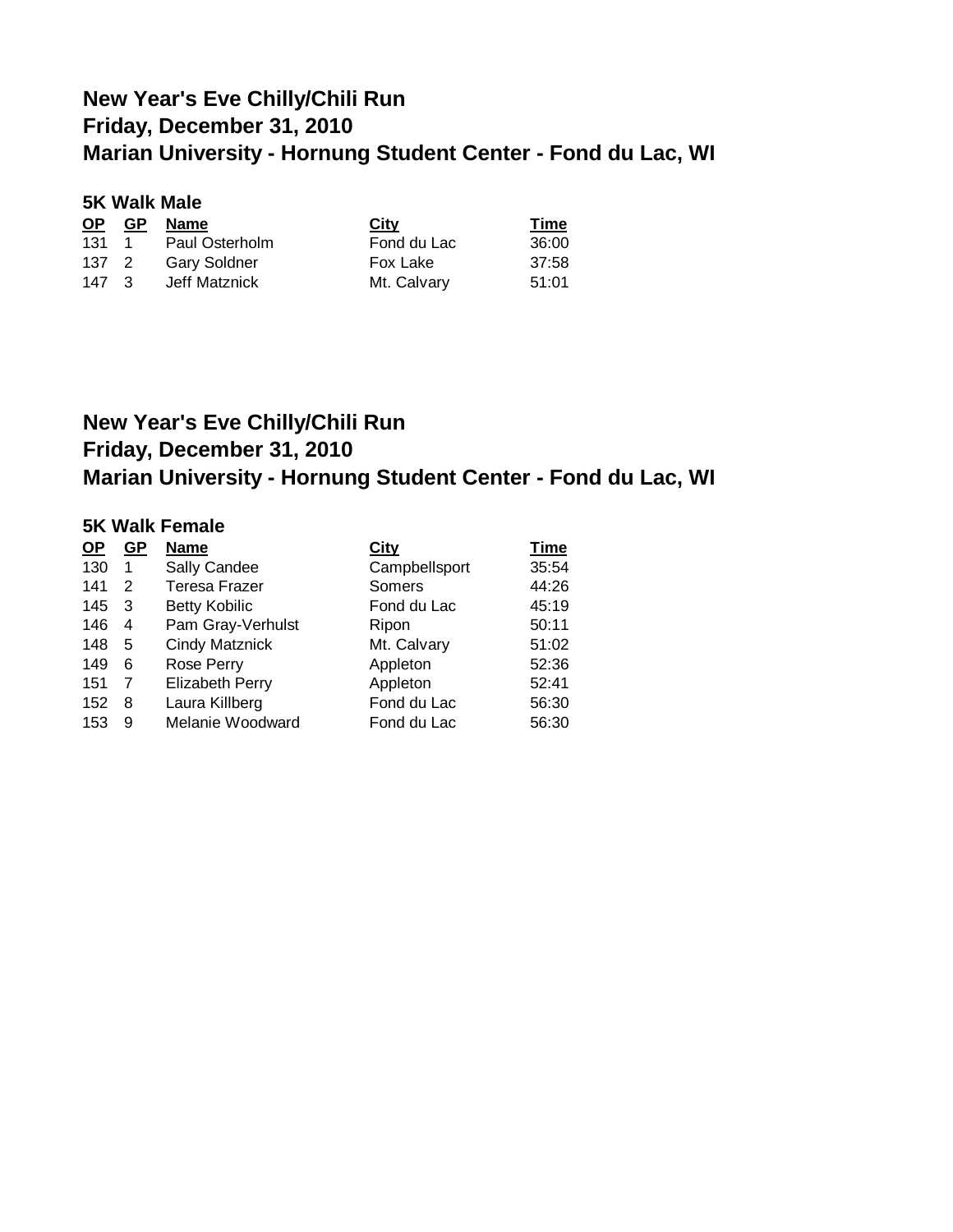## New Year's Eve Chilly/Chili Run
## Friday, December 31, 2010
## Marian University - Hornung Student Center - Fond du Lac, WI

### 5K Walk Male

| OP | GP | Name | City | Time |
|---|---|---|---|---|
| 131 | 1 | Paul Osterholm | Fond du Lac | 36:00 |
| 137 | 2 | Gary Soldner | Fox Lake | 37:58 |
| 147 | 3 | Jeff Matznick | Mt. Calvary | 51:01 |

## New Year's Eve Chilly/Chili Run
## Friday, December 31, 2010
## Marian University - Hornung Student Center - Fond du Lac, WI

### 5K Walk Female

| OP | GP | Name | City | Time |
|---|---|---|---|---|
| 130 | 1 | Sally Candee | Campbellsport | 35:54 |
| 141 | 2 | Teresa Frazer | Somers | 44:26 |
| 145 | 3 | Betty Kobilic | Fond du Lac | 45:19 |
| 146 | 4 | Pam Gray-Verhulst | Ripon | 50:11 |
| 148 | 5 | Cindy Matznick | Mt. Calvary | 51:02 |
| 149 | 6 | Rose Perry | Appleton | 52:36 |
| 151 | 7 | Elizabeth Perry | Appleton | 52:41 |
| 152 | 8 | Laura Killberg | Fond du Lac | 56:30 |
| 153 | 9 | Melanie Woodward | Fond du Lac | 56:30 |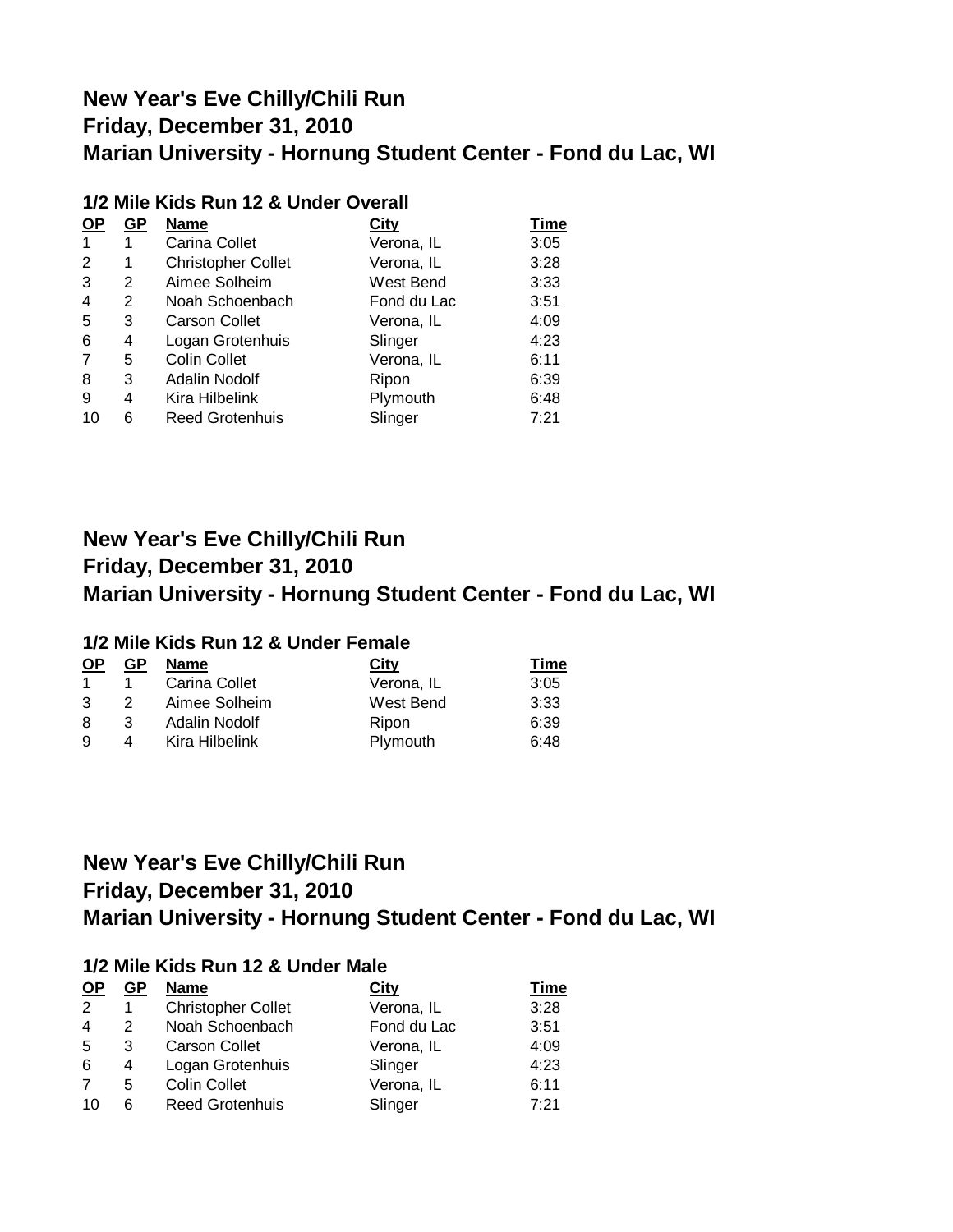## New Year's Eve Chilly/Chili Run
## Friday, December 31, 2010
## Marian University - Hornung Student Center - Fond du Lac, WI

### 1/2 Mile Kids Run 12 & Under Overall

| OP | GP | Name | City | Time |
|---|---|---|---|---|
| 1 | 1 | Carina Collet | Verona, IL | 3:05 |
| 2 | 1 | Christopher Collet | Verona, IL | 3:28 |
| 3 | 2 | Aimee Solheim | West Bend | 3:33 |
| 4 | 2 | Noah Schoenbach | Fond du Lac | 3:51 |
| 5 | 3 | Carson Collet | Verona, IL | 4:09 |
| 6 | 4 | Logan Grotenhuis | Slinger | 4:23 |
| 7 | 5 | Colin Collet | Verona, IL | 6:11 |
| 8 | 3 | Adalin Nodolf | Ripon | 6:39 |
| 9 | 4 | Kira Hilbelink | Plymouth | 6:48 |
| 10 | 6 | Reed Grotenhuis | Slinger | 7:21 |

## New Year's Eve Chilly/Chili Run
## Friday, December 31, 2010
## Marian University - Hornung Student Center - Fond du Lac, WI

### 1/2 Mile Kids Run 12 & Under Female

| OP | GP | Name | City | Time |
|---|---|---|---|---|
| 1 | 1 | Carina Collet | Verona, IL | 3:05 |
| 3 | 2 | Aimee Solheim | West Bend | 3:33 |
| 8 | 3 | Adalin Nodolf | Ripon | 6:39 |
| 9 | 4 | Kira Hilbelink | Plymouth | 6:48 |

## New Year's Eve Chilly/Chili Run
## Friday, December 31, 2010
## Marian University - Hornung Student Center - Fond du Lac, WI

### 1/2 Mile Kids Run 12 & Under Male

| OP | GP | Name | City | Time |
|---|---|---|---|---|
| 2 | 1 | Christopher Collet | Verona, IL | 3:28 |
| 4 | 2 | Noah Schoenbach | Fond du Lac | 3:51 |
| 5 | 3 | Carson Collet | Verona, IL | 4:09 |
| 6 | 4 | Logan Grotenhuis | Slinger | 4:23 |
| 7 | 5 | Colin Collet | Verona, IL | 6:11 |
| 10 | 6 | Reed Grotenhuis | Slinger | 7:21 |